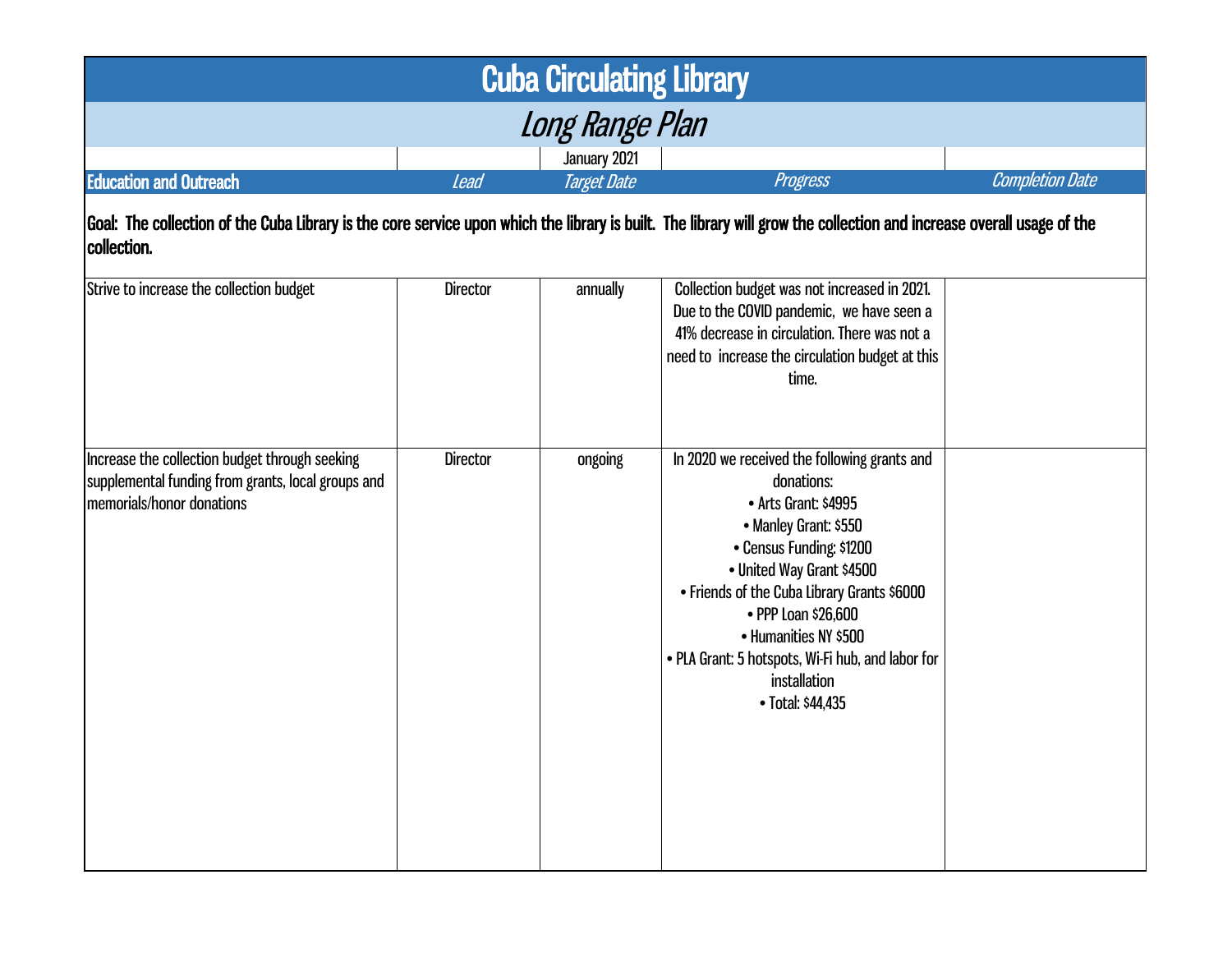# Cuba Circulating Library

## *Long Range Plan*

January 2021

| **Education and Outreach** | *Lead* | *Target Date* | *Progress* | *Completion Date* |
|---|---|---|---|---|
| **Goal: The collection of the Cuba Library is the core service upon which the library is built. The library will grow the collection and increase overall usage of the collection.** | | | | |
| Strive to increase the collection budget | Director | annually | Collection budget was not increased in 2021. Due to the COVID pandemic, we have seen a 41% decrease in circulation. There was not a need to increase the circulation budget at this time. | |
| Increase the collection budget through seeking supplemental funding from grants, local groups and memorials/honor donations | Director | ongoing | In 2020 we received the following grants and donations:<br>• Arts Grant: $4995<br>• Manley Grant: $550<br>• Census Funding: $1200<br>• United Way Grant $4500<br>• Friends of the Cuba Library Grants $6000<br>• PPP Loan $26,600<br>• Humanities NY $500<br>• PLA Grant: 5 hotspots, Wi-Fi hub, and labor for installation<br>• Total: $44,435 | |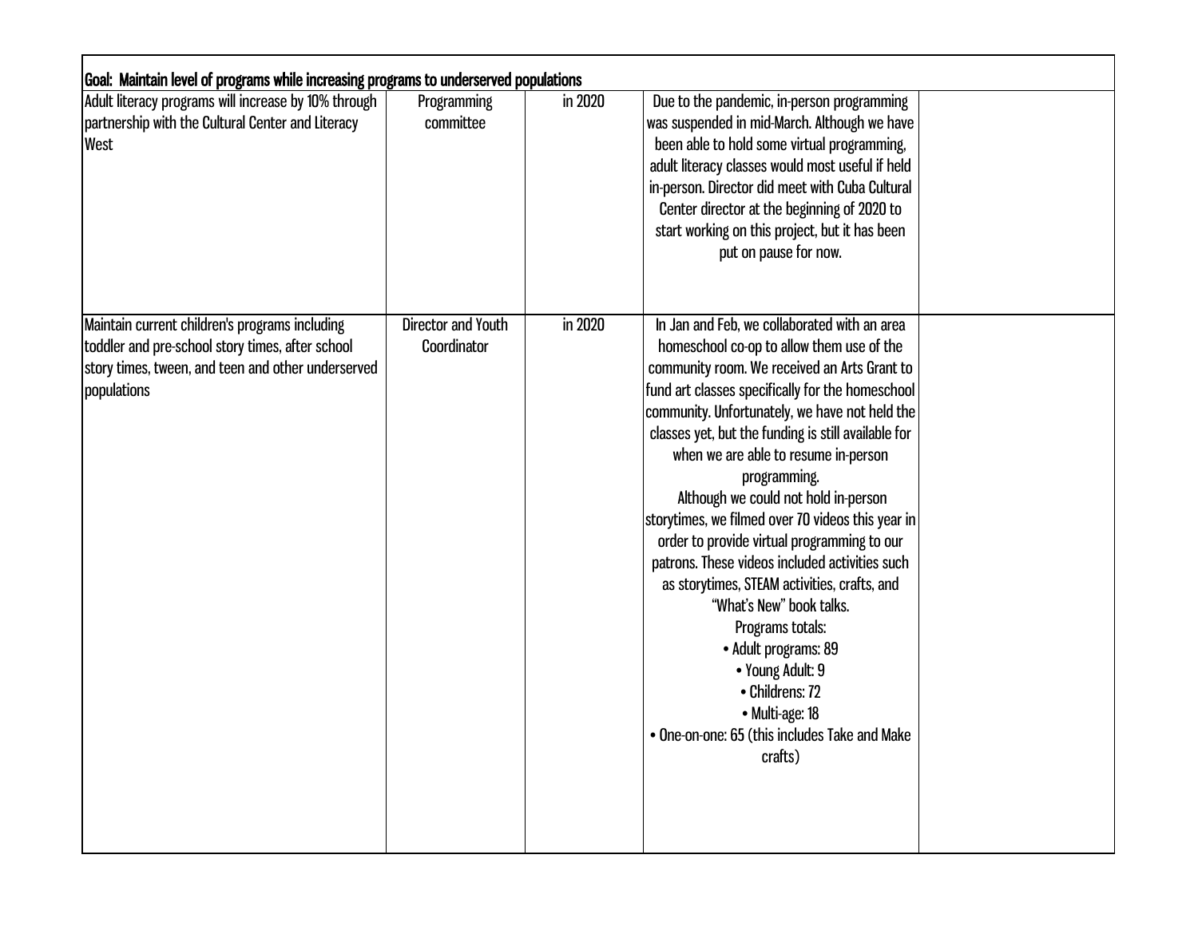| Goal: Maintain level of programs while increasing programs to underserved populations | | | | |
|---|---|---|---|---|
| Adult literacy programs will increase by 10% through partnership with the Cultural Center and Literacy West | Programming committee | in 2020 | Due to the pandemic, in-person programming was suspended in mid-March. Although we have been able to hold some virtual programming, adult literacy classes would most useful if held in-person. Director did meet with Cuba Cultural Center director at the beginning of 2020 to start working on this project, but it has been put on pause for now. | |
| Maintain current children's programs including toddler and pre-school story times, after school story times, tween, and teen and other underserved populations | Director and Youth Coordinator | in 2020 | In Jan and Feb, we collaborated with an area homeschool co-op to allow them use of the community room. We received an Arts Grant to fund art classes specifically for the homeschool community. Unfortunately, we have not held the classes yet, but the funding is still available for when we are able to resume in-person programming.<br>Although we could not hold in-person storytimes, we filmed over 70 videos this year in order to provide virtual programming to our patrons. These videos included activities such as storytimes, STEAM activities, crafts, and "What's New" book talks.<br>Programs totals:<br>• Adult programs: 89<br>• Young Adult: 9<br>• Childrens: 72<br>• Multi-age: 18<br>• One-on-one: 65 (this includes Take and Make crafts) | |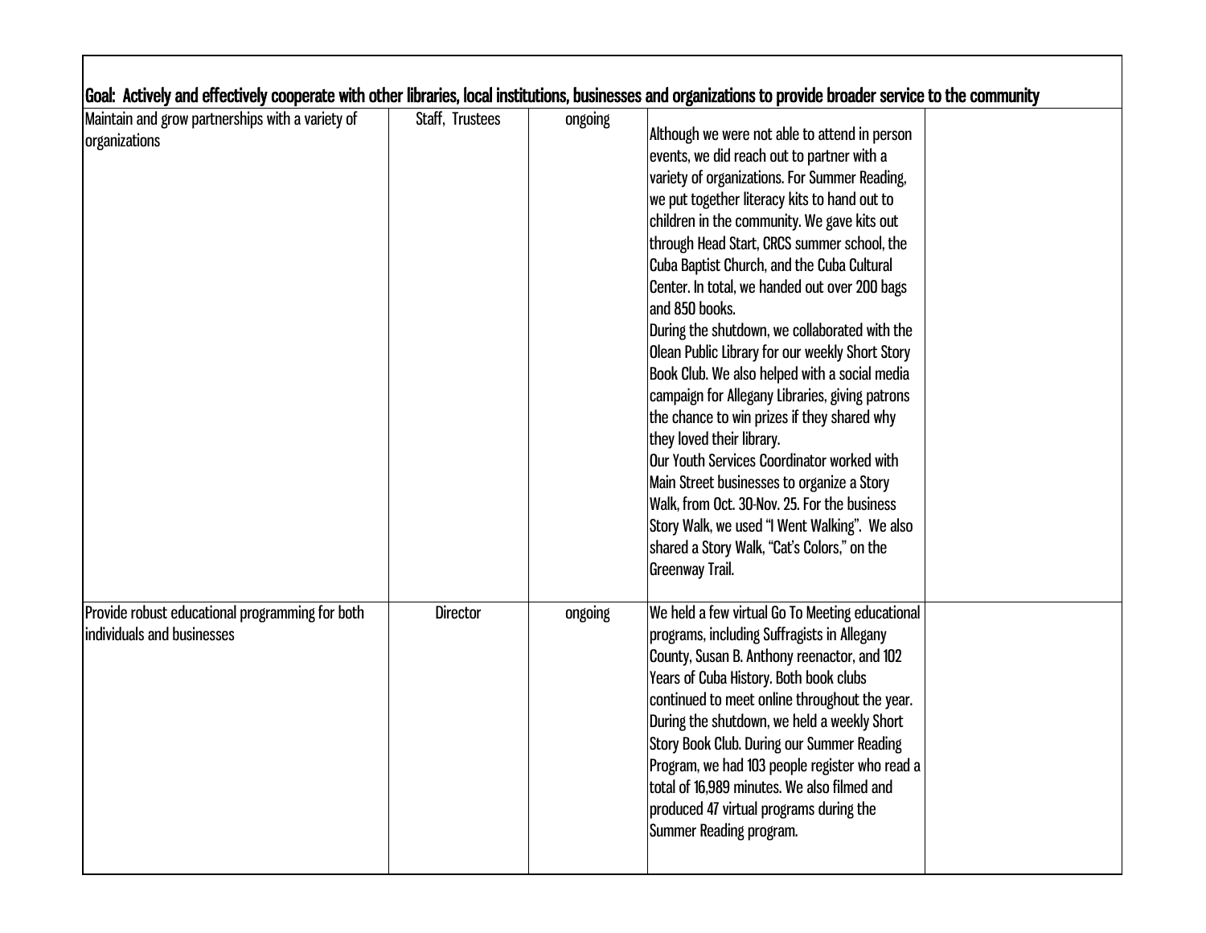| Goal: Actively and effectively cooperate with other libraries, local institutions, businesses and organizations to provide broader service to the community | | | | |
|---|---|---|---|---|
| Maintain and grow partnerships with a variety of organizations | Staff, Trustees | ongoing | Although we were not able to attend in person events, we did reach out to partner with a variety of organizations. For Summer Reading, we put together literacy kits to hand out to children in the community. We gave kits out through Head Start, CRCS summer school, the Cuba Baptist Church, and the Cuba Cultural Center. In total, we handed out over 200 bags and 850 books.<br>During the shutdown, we collaborated with the Olean Public Library for our weekly Short Story Book Club. We also helped with a social media campaign for Allegany Libraries, giving patrons the chance to win prizes if they shared why they loved their library.<br>Our Youth Services Coordinator worked with Main Street businesses to organize a Story Walk, from Oct. 30-Nov. 25. For the business Story Walk, we used "I Went Walking". We also shared a Story Walk, "Cat's Colors," on the Greenway Trail. | |
| Provide robust educational programming for both individuals and businesses | Director | ongoing | We held a few virtual Go To Meeting educational programs, including Suffragists in Allegany County, Susan B. Anthony reenactor, and 102 Years of Cuba History. Both book clubs continued to meet online throughout the year. During the shutdown, we held a weekly Short Story Book Club. During our Summer Reading Program, we had 103 people register who read a total of 16,989 minutes. We also filmed and produced 47 virtual programs during the Summer Reading program. | |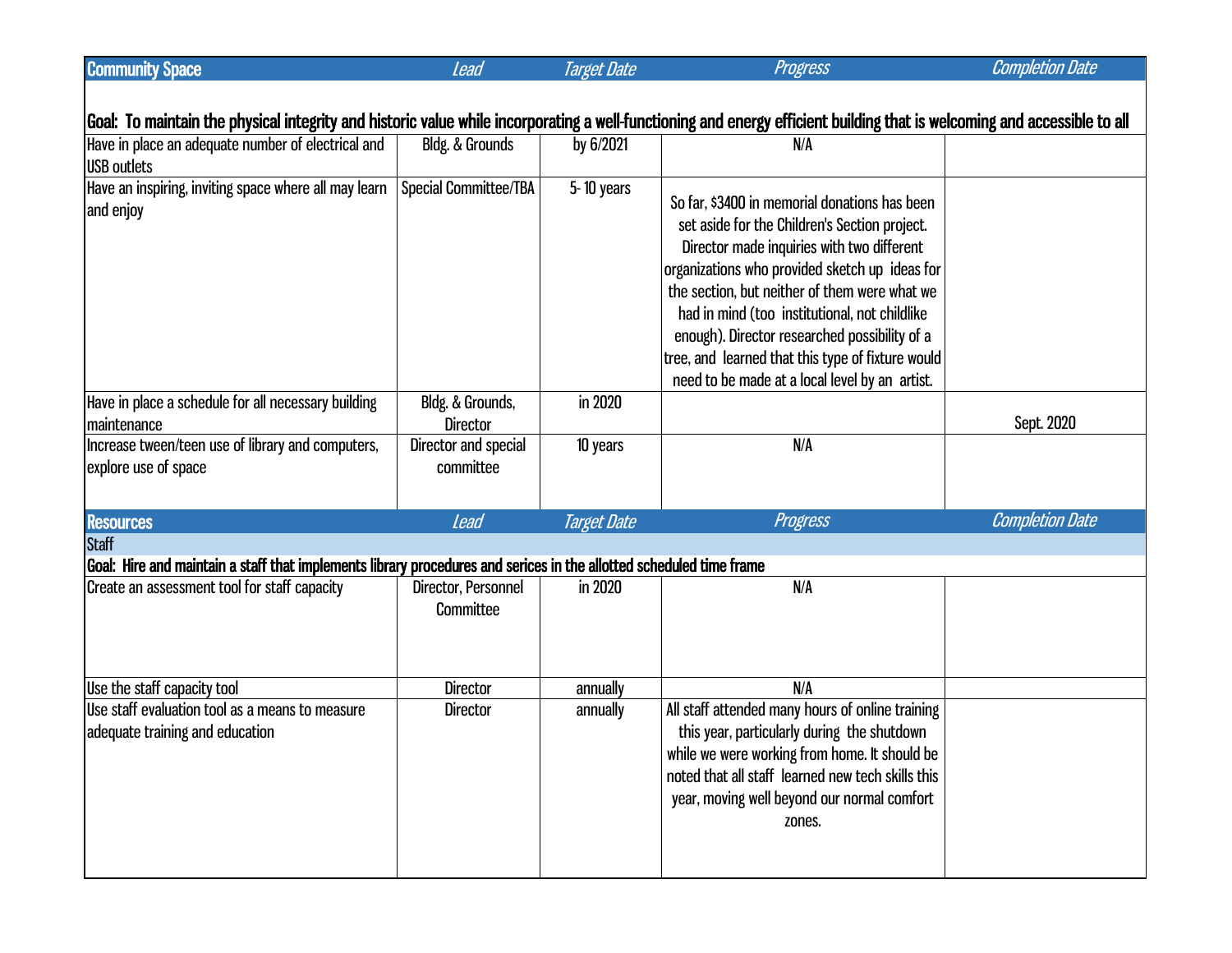| Community Space | *Lead* | *Target Date* | *Progress* | *Completion Date* |
|---|---|---|---|---|
| **Goal: To maintain the physical integrity and historic value while incorporating a well-functioning and energy efficient building that is welcoming and accessible to all** | | | | |
| Have in place an adequate number of electrical and USB outlets | Bldg. & Grounds | by 6/2021 | N/A | |
| Have an inspiring, inviting space where all may learn and enjoy | Special Committee/TBA | 5- 10 years | So far, $3400 in memorial donations has been set aside for the Children's Section project. Director made inquiries with two different organizations who provided sketch up ideas for the section, but neither of them were what we had in mind (too institutional, not childlike enough). Director researched possibility of a tree, and learned that this type of fixture would need to be made at a local level by an artist. | |
| Have in place a schedule for all necessary building maintenance | Bldg. & Grounds, Director | in 2020 | | Sept. 2020 |
| Increase tween/teen use of library and computers, explore use of space | Director and special committee | 10 years | N/A | |

| Resources | *Lead* | *Target Date* | *Progress* | *Completion Date* |
|---|---|---|---|---|
| Staff | | | | |
| **Goal: Hire and maintain a staff that implements library procedures and serices in the allotted scheduled time frame** | | | | |
| Create an assessment tool for staff capacity | Director, Personnel Committee | in 2020 | N/A | |
| Use the staff capacity tool | Director | annually | N/A | |
| Use staff evaluation tool as a means to measure adequate training and education | Director | annually | All staff attended many hours of online training this year, particularly during the shutdown while we were working from home. It should be noted that all staff learned new tech skills this year, moving well beyond our normal comfort zones. | |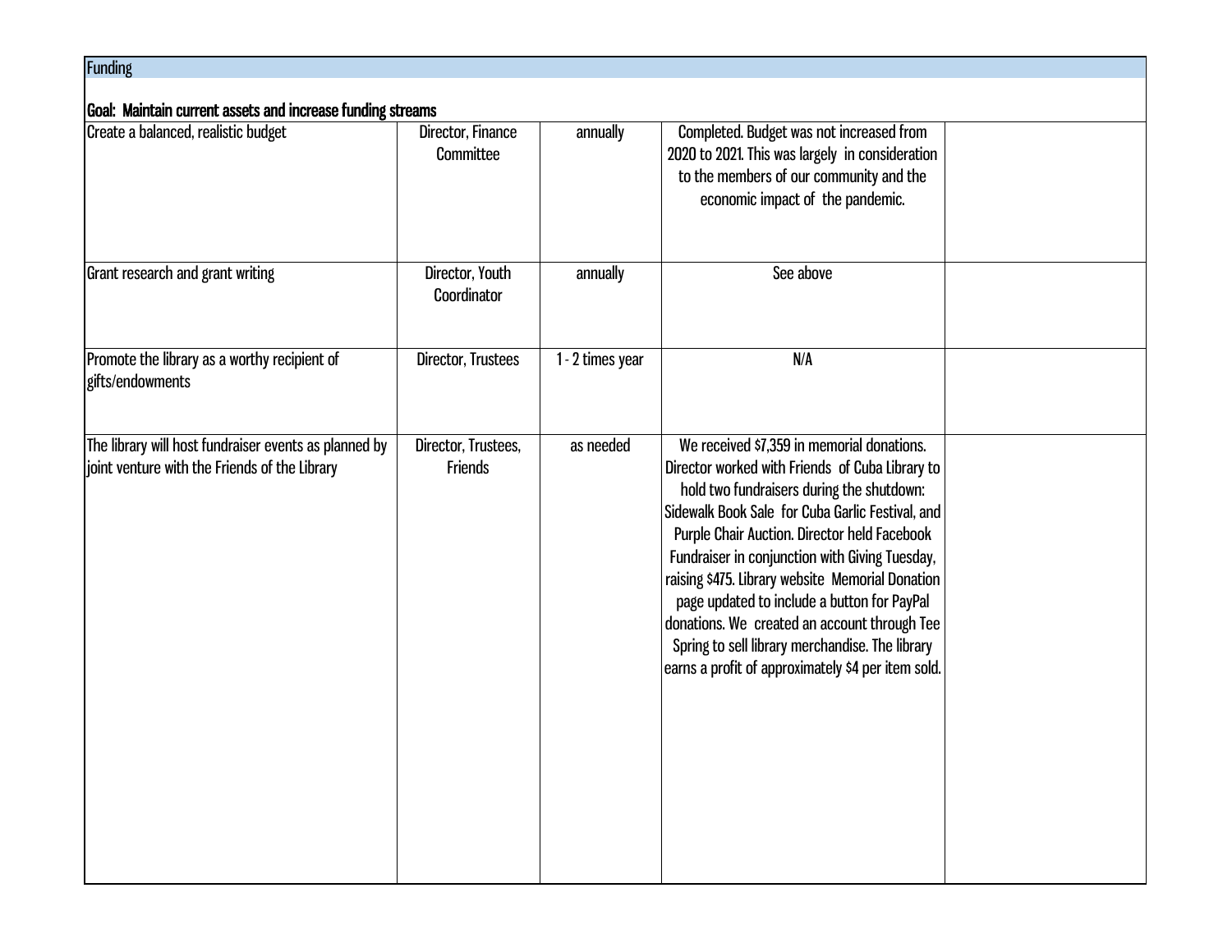## Funding

**Goal: Maintain current assets and increase funding streams**

| | | | | |
|---|---|---|---|---|
| Create a balanced, realistic budget | Director, Finance Committee | annually | Completed. Budget was not increased from 2020 to 2021. This was largely in consideration to the members of our community and the economic impact of the pandemic. | |
| Grant research and grant writing | Director, Youth Coordinator | annually | See above | |
| Promote the library as a worthy recipient of gifts/endowments | Director, Trustees | 1 - 2 times year | N/A | |
| The library will host fundraiser events as planned by joint venture with the Friends of the Library | Director, Trustees, Friends | as needed | We received $7,359 in memorial donations. Director worked with Friends of Cuba Library to hold two fundraisers during the shutdown: Sidewalk Book Sale for Cuba Garlic Festival, and Purple Chair Auction. Director held Facebook Fundraiser in conjunction with Giving Tuesday, raising $475. Library website Memorial Donation page updated to include a button for PayPal donations. We created an account through Tee Spring to sell library merchandise. The library earns a profit of approximately $4 per item sold. | |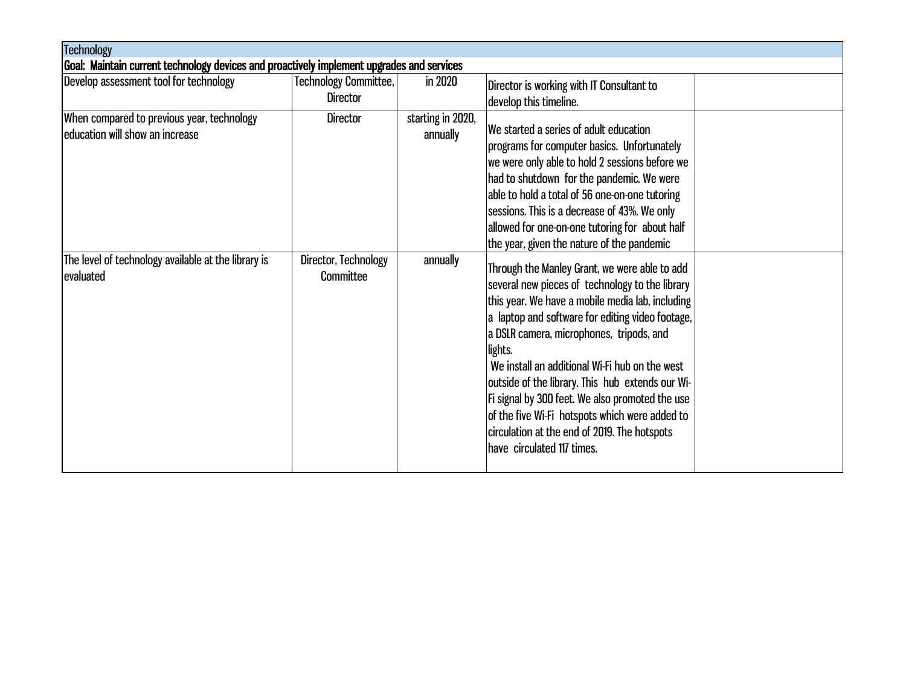| Technology | | | | |
|---|---|---|---|---|
| **Goal: Maintain current technology devices and proactively implement upgrades and services** | | | | |
| Develop assessment tool for technology | Technology Committee, Director | in 2020 | Director is working with IT Consultant to develop this timeline. | |
| When compared to previous year, technology education will show an increase | Director | starting in 2020, annually | We started a series of adult education programs for computer basics. Unfortunately we were only able to hold 2 sessions before we had to shutdown for the pandemic. We were able to hold a total of 56 one-on-one tutoring sessions. This is a decrease of 43%. We only allowed for one-on-one tutoring for about half the year, given the nature of the pandemic | |
| The level of technology available at the library is evaluated | Director, Technology Committee | annually | Through the Manley Grant, we were able to add several new pieces of technology to the library this year. We have a mobile media lab, including a laptop and software for editing video footage, a DSLR camera, microphones, tripods, and lights. We install an additional Wi-Fi hub on the west outside of the library. This hub extends our Wi-Fi signal by 300 feet. We also promoted the use of the five Wi-Fi hotspots which were added to circulation at the end of 2019. The hotspots have circulated 117 times. | |